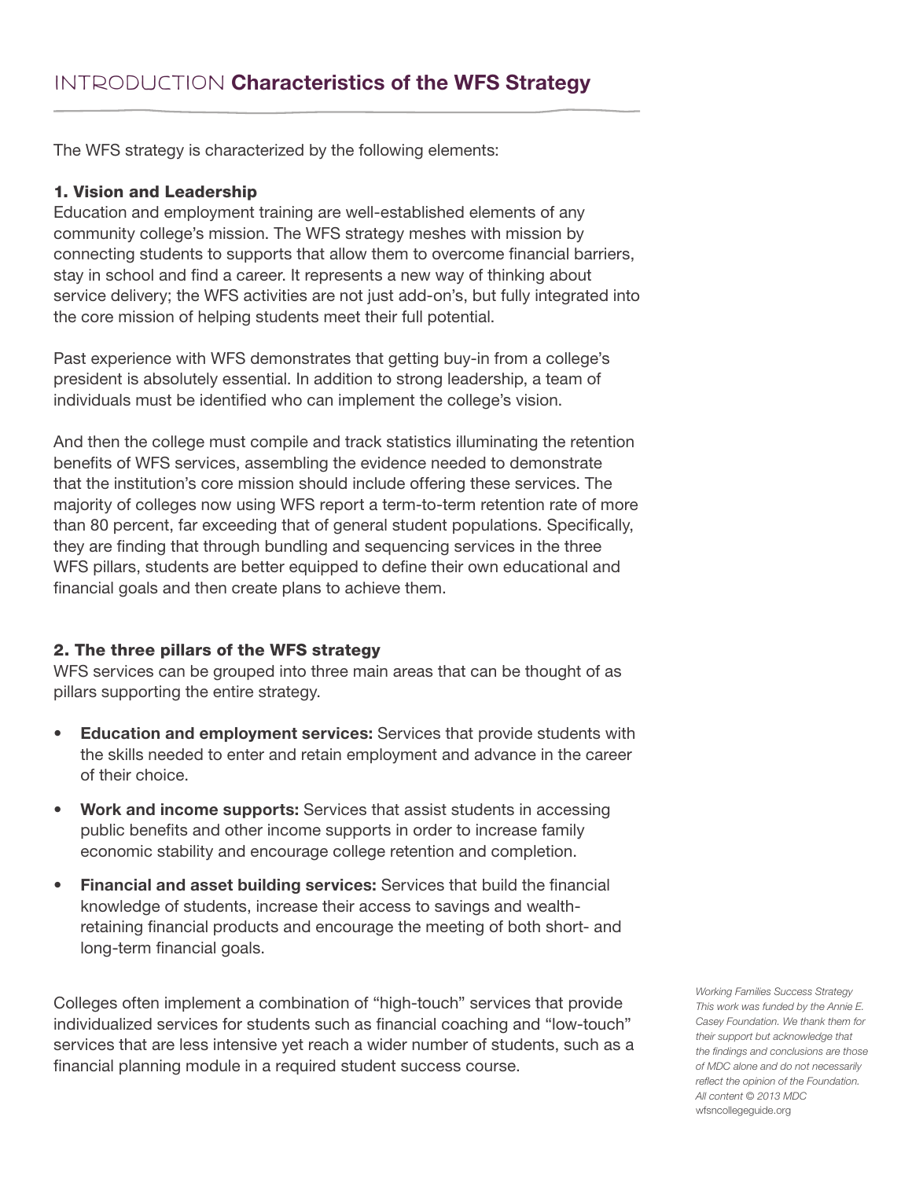# INTRODUCTION **Characteristics of the WFS Strategy**

The WFS strategy is characterized by the following elements:

### 1. Vision and Leadership

Education and employment training are well-established elements of any community college's mission. The WFS strategy meshes with mission by connecting students to supports that allow them to overcome financial barriers, stay in school and find a career. It represents a new way of thinking about service delivery; the WFS activities are not just add-on's, but fully integrated into the core mission of helping students meet their full potential.

Past experience with WFS demonstrates that getting buy-in from a college's president is absolutely essential. In addition to strong leadership, a team of individuals must be identified who can implement the college's vision.

And then the college must compile and track statistics illuminating the retention benefits of WFS services, assembling the evidence needed to demonstrate that the institution's core mission should include offering these services. The majority of colleges now using WFS report a term-to-term retention rate of more than 80 percent, far exceeding that of general student populations. Specifically, they are finding that through bundling and sequencing services in the three WFS pillars, students are better equipped to define their own educational and financial goals and then create plans to achieve them.

### 2. The three pillars of the WFS strategy

WFS services can be grouped into three main areas that can be thought of as pillars supporting the entire strategy.

- **Education and employment services:** Services that provide students with the skills needed to enter and retain employment and advance in the career of their choice.
- **Work and income supports:** Services that assist students in accessing public benefits and other income supports in order to increase family economic stability and encourage college retention and completion.
- **Financial and asset building services:** Services that build the financial knowledge of students, increase their access to savings and wealth-retaining financial products and encourage the meeting of both short- and long-term financial goals.

Colleges often implement a combination of "high-touch" services that provide individualized services for students such as financial coaching and "low-touch" services that are less intensive yet reach a wider number of students, such as a financial planning module in a required student success course.

*Working Families Success Strategy This work was funded by the Annie E. Casey Foundation. We thank them for their support but acknowledge that the findings and conclusions are those of MDC alone and do not necessarily reflect the opinion of the Foundation. All content © 2013 MDC*
wfsncollegeguide.org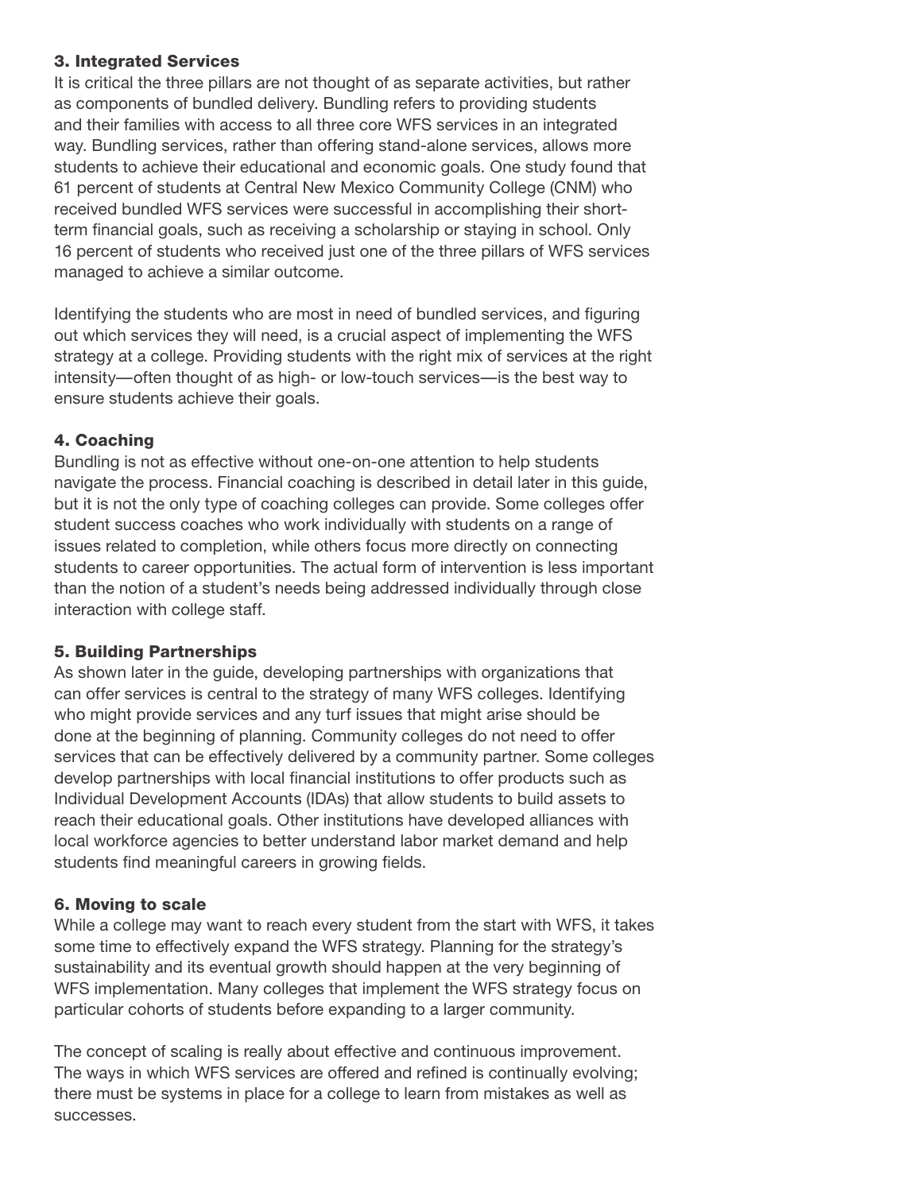### 3. Integrated Services

It is critical the three pillars are not thought of as separate activities, but rather as components of bundled delivery. Bundling refers to providing students and their families with access to all three core WFS services in an integrated way. Bundling services, rather than offering stand-alone services, allows more students to achieve their educational and economic goals. One study found that 61 percent of students at Central New Mexico Community College (CNM) who received bundled WFS services were successful in accomplishing their short-term financial goals, such as receiving a scholarship or staying in school. Only 16 percent of students who received just one of the three pillars of WFS services managed to achieve a similar outcome.

Identifying the students who are most in need of bundled services, and figuring out which services they will need, is a crucial aspect of implementing the WFS strategy at a college. Providing students with the right mix of services at the right intensity—often thought of as high- or low-touch services—is the best way to ensure students achieve their goals.

### 4. Coaching

Bundling is not as effective without one-on-one attention to help students navigate the process. Financial coaching is described in detail later in this guide, but it is not the only type of coaching colleges can provide. Some colleges offer student success coaches who work individually with students on a range of issues related to completion, while others focus more directly on connecting students to career opportunities. The actual form of intervention is less important than the notion of a student's needs being addressed individually through close interaction with college staff.

### 5. Building Partnerships

As shown later in the guide, developing partnerships with organizations that can offer services is central to the strategy of many WFS colleges. Identifying who might provide services and any turf issues that might arise should be done at the beginning of planning. Community colleges do not need to offer services that can be effectively delivered by a community partner. Some colleges develop partnerships with local financial institutions to offer products such as Individual Development Accounts (IDAs) that allow students to build assets to reach their educational goals. Other institutions have developed alliances with local workforce agencies to better understand labor market demand and help students find meaningful careers in growing fields.

### 6. Moving to scale

While a college may want to reach every student from the start with WFS, it takes some time to effectively expand the WFS strategy. Planning for the strategy's sustainability and its eventual growth should happen at the very beginning of WFS implementation. Many colleges that implement the WFS strategy focus on particular cohorts of students before expanding to a larger community.

The concept of scaling is really about effective and continuous improvement. The ways in which WFS services are offered and refined is continually evolving; there must be systems in place for a college to learn from mistakes as well as successes.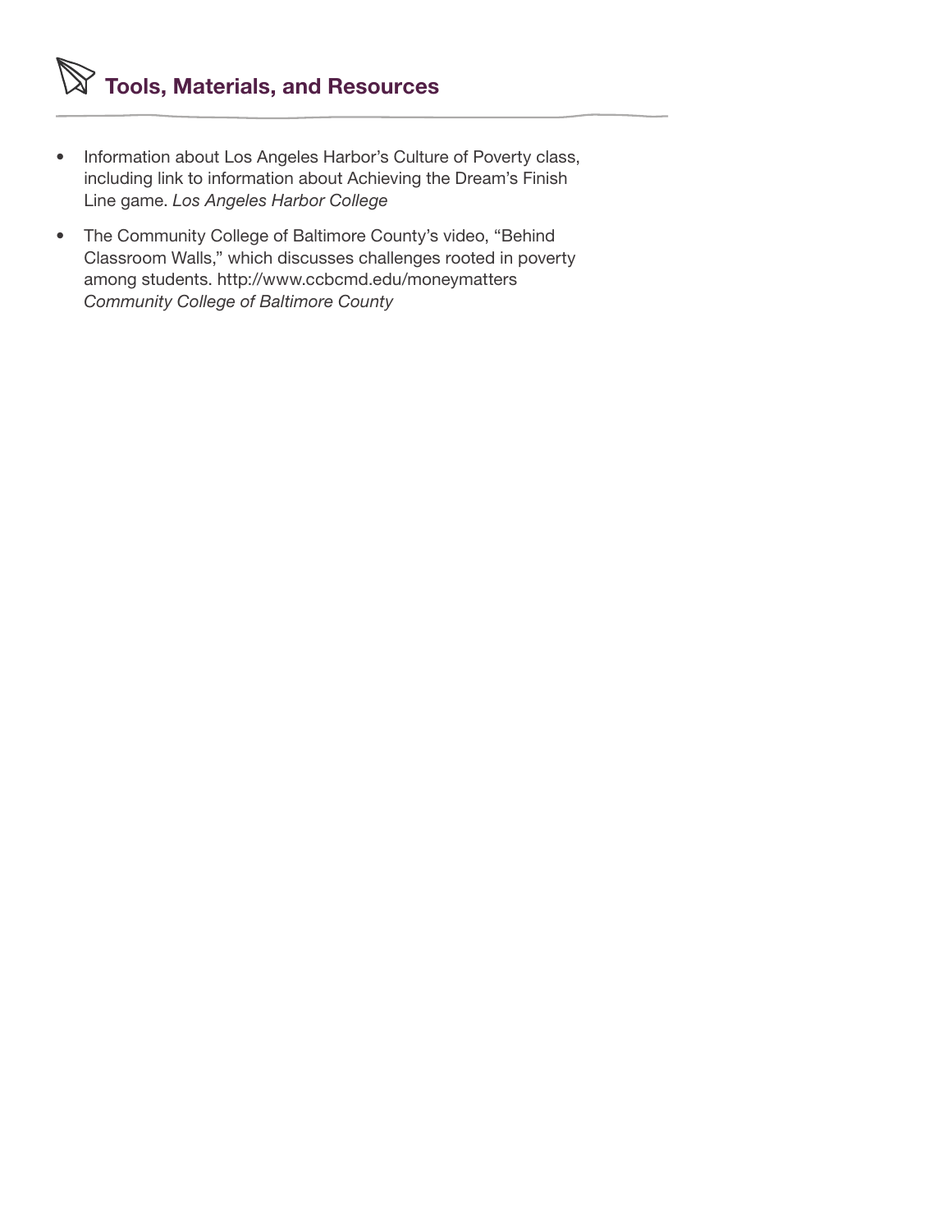## Tools, Materials, and Resources

- Information about Los Angeles Harbor's Culture of Poverty class, including link to information about Achieving the Dream's Finish Line game. *Los Angeles Harbor College*
- The Community College of Baltimore County's video, "Behind Classroom Walls," which discusses challenges rooted in poverty among students. http://www.ccbcmd.edu/moneymatters *Community College of Baltimore County*